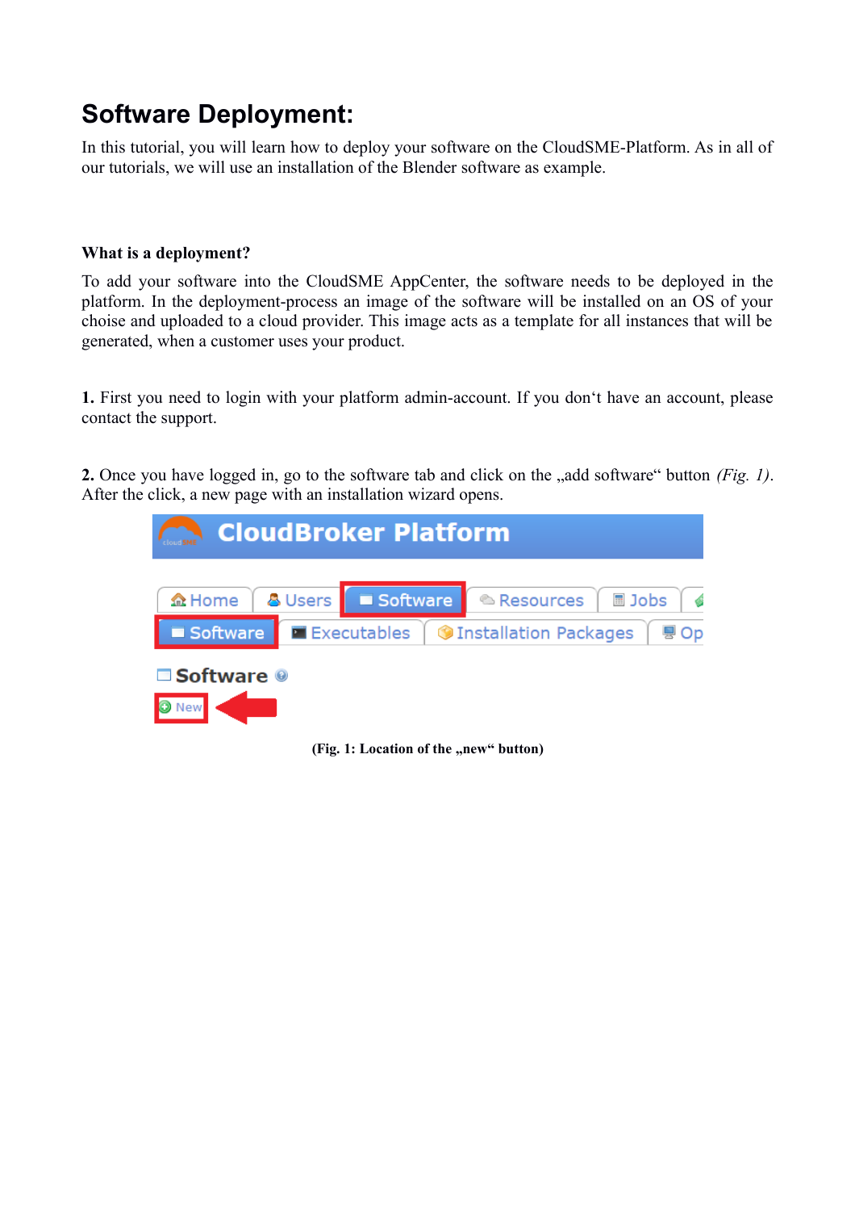# Software Deployment:

In this tutorial, you will learn how to deploy your software on the CloudSME-Platform. As in all of our tutorials, we will use an installation of the Blender software as example.

**What is a deployment?**

To add your software into the CloudSME AppCenter, the software needs to be deployed in the platform. In the deployment-process an image of the software will be installed on an OS of your choise and uploaded to a cloud provider. This image acts as a template for all instances that will be generated, when a customer uses your product.

**1.** First you need to login with your platform admin-account. If you don't have an account, please contact the support.

**2.** Once you have logged in, go to the software tab and click on the „add software" button *(Fig. 1)*. After the click, a new page with an installation wizard opens.

**(Fig. 1: Location of the „new" button)**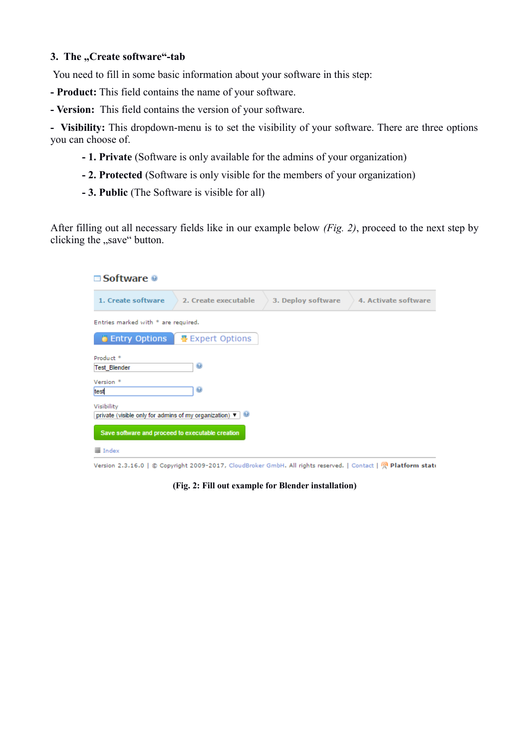### 3. The „Create software"-tab

You need to fill in some basic information about your software in this step:

- **Product:** This field contains the name of your software.
- **Version:** This field contains the version of your software.
- **Visibility:** This dropdown-menu is to set the visibility of your software. There are three options you can choose of.
    - **1. Private** (Software is only available for the admins of your organization)
    - **2. Protected** (Software is only visible for the members of your organization)
    - **3. Public** (The Software is visible for all)

After filling out all necessary fields like in our example below *(Fig. 2)*, proceed to the next step by clicking the „save" button.

**(Fig. 2: Fill out example for Blender installation)**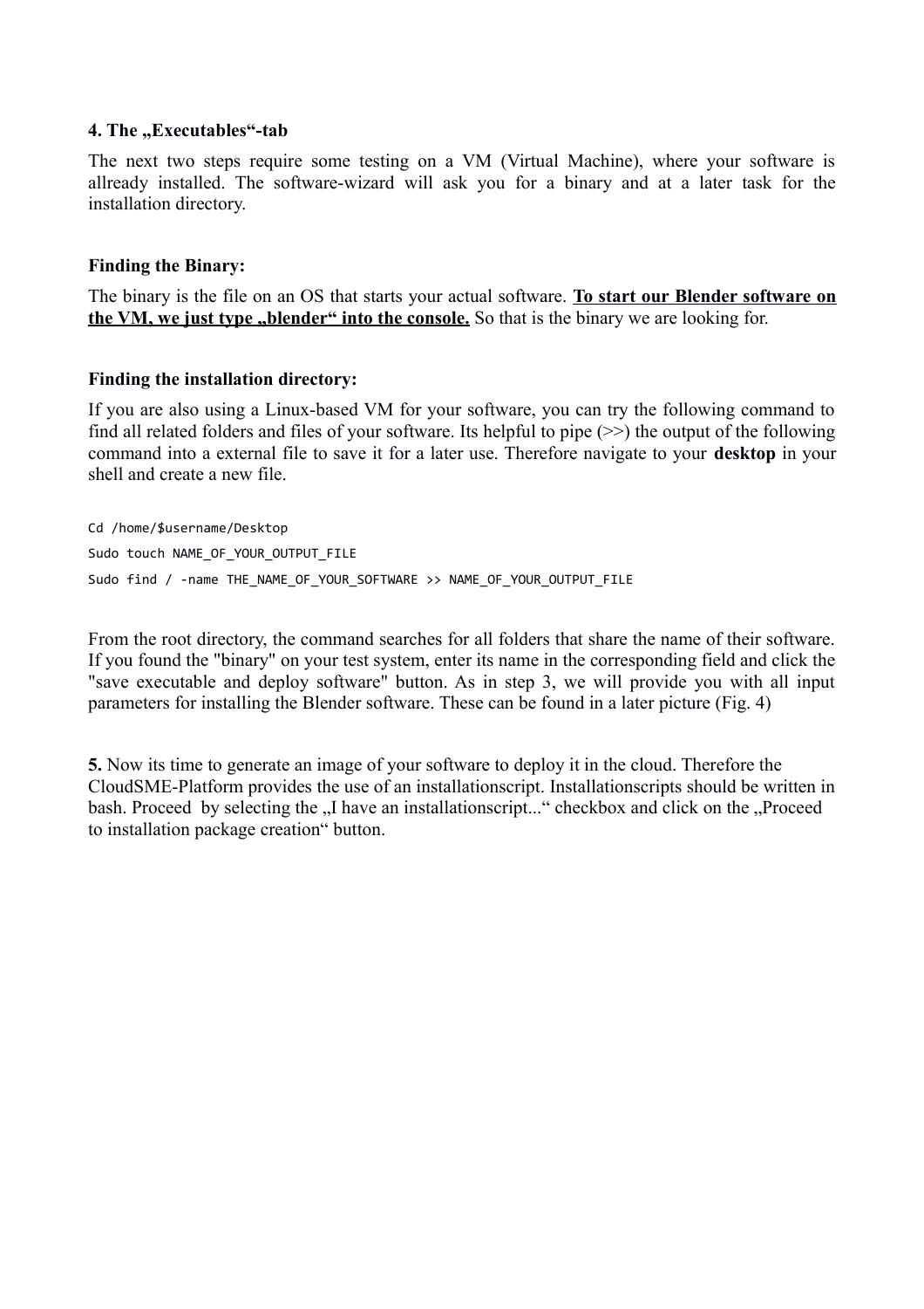**4. The „Executables"-tab**

The next two steps require some testing on a VM (Virtual Machine), where your software is allready installed. The software-wizard will ask you for a binary and at a later task for the installation directory.

**Finding the Binary:**

The binary is the file on an OS that starts your actual software. **To start our Blender software on the VM, we just type „blender" into the console.** So that is the binary we are looking for.

**Finding the installation directory:**

If you are also using a Linux-based VM for your software, you can try the following command to find all related folders and files of your software. Its helpful to pipe (>>) the output of the following command into a external file to save it for a later use. Therefore navigate to your **desktop** in your shell and create a new file.

```
Cd /home/$username/Desktop
Sudo touch NAME_OF_YOUR_OUTPUT_FILE
Sudo find / -name THE_NAME_OF_YOUR_SOFTWARE >> NAME_OF_YOUR_OUTPUT_FILE
```

From the root directory, the command searches for all folders that share the name of their software. If you found the "binary" on your test system, enter its name in the corresponding field and click the "save executable and deploy software" button. As in step 3, we will provide you with all input parameters for installing the Blender software. These can be found in a later picture (Fig. 4)

**5.** Now its time to generate an image of your software to deploy it in the cloud. Therefore the CloudSME-Platform provides the use of an installationscript. Installationscripts should be written in bash. Proceed by selecting the „I have an installationscript..." checkbox and click on the „Proceed to installation package creation" button.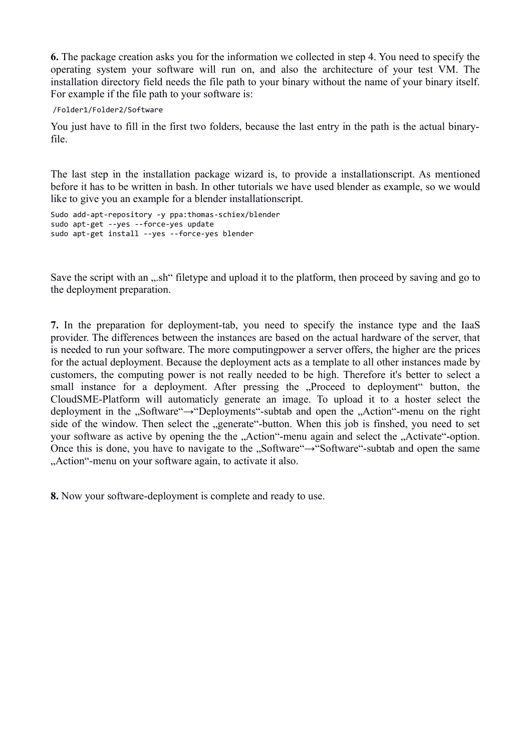**6.** The package creation asks you for the information we collected in step 4. You need to specify the operating system your software will run on, and also the architecture of your test VM. The installation directory field needs the file path to your binary without the name of your binary itself. For example if the file path to your software is:

```
/Folder1/Folder2/Software
```

You just have to fill in the first two folders, because the last entry in the path is the actual binary-file.

The last step in the installation package wizard is, to provide a installationscript. As mentioned before it has to be written in bash. In other tutorials we have used blender as example, so we would like to give you an example for a blender installationscript.

```
Sudo add-apt-repository -y ppa:thomas-schiex/blender
sudo apt-get --yes --force-yes update
sudo apt-get install --yes --force-yes blender
```

Save the script with an „.sh“ filetype and upload it to the platform, then proceed by saving and go to the deployment preparation.

**7.** In the preparation for deployment-tab, you need to specify the instance type and the IaaS provider. The differences between the instances are based on the actual hardware of the server, that is needed to run your software. The more computingpower a server offers, the higher are the prices for the actual deployment. Because the deployment acts as a template to all other instances made by customers, the computing power is not really needed to be high. Therefore it's better to select a small instance for a deployment. After pressing the „Proceed to deployment“ button, the CloudSME-Platform will automaticly generate an image. To upload it to a hoster select the deployment in the „Software“→“Deployments“-subtab and open the „Action“-menu on the right side of the window. Then select the „generate“-button. When this job is finshed, you need to set your software as active by opening the the „Action“-menu again and select the „Activate“-option. Once this is done, you have to navigate to the „Software“→“Software“-subtab and open the same „Action“-menu on your software again, to activate it also.

**8.** Now your software-deployment is complete and ready to use.